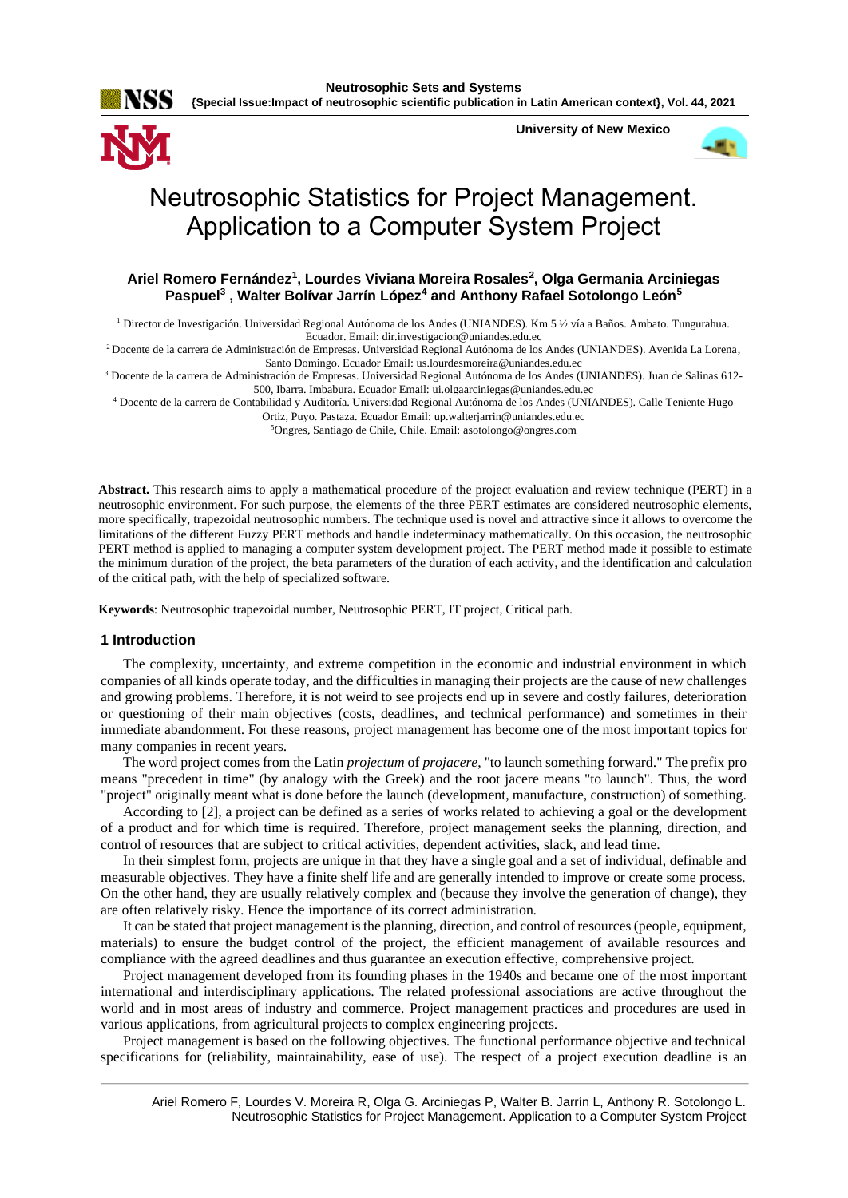# Neutrosophic Statistics for Project Management. Application to a Computer System Project

**Ariel Romero Fernández[1], Lourdes Viviana Moreira Rosales[2], Olga Germania Arciniegas Paspuel[3] , Walter Bolívar Jarrín López[4] and Anthony Rafael Sotolongo León[5]**

[1] Director de Investigación. Universidad Regional Autónoma de los Andes (UNIANDES). Km 5 ½ vía a Baños. Ambato. Tungurahua. Ecuador. Email: dir.investigacion@uniandes.edu.ec

[2] Docente de la carrera de Administración de Empresas. Universidad Regional Autónoma de los Andes (UNIANDES). Avenida La Lorena, Santo Domingo. Ecuador Email: us.lourdesmoreira@uniandes.edu.ec

[3] Docente de la carrera de Administración de Empresas. Universidad Regional Autónoma de los Andes (UNIANDES). Juan de Salinas 612-500, Ibarra. Imbabura. Ecuador Email: ui.olgaarciniegas@uniandes.edu.ec

[4] Docente de la carrera de Contabilidad y Auditoría. Universidad Regional Autónoma de los Andes (UNIANDES). Calle Teniente Hugo Ortiz, Puyo. Pastaza. Ecuador Email: up.walterjarrin@uniandes.edu.ec

[5] Ongres, Santiago de Chile, Chile. Email: asotolongo@ongres.com

**Abstract.** This research aims to apply a mathematical procedure of the project evaluation and review technique (PERT) in a neutrosophic environment. For such purpose, the elements of the three PERT estimates are considered neutrosophic elements, more specifically, trapezoidal neutrosophic numbers. The technique used is novel and attractive since it allows to overcome the limitations of the different Fuzzy PERT methods and handle indeterminacy mathematically. On this occasion, the neutrosophic PERT method is applied to managing a computer system development project. The PERT method made it possible to estimate the minimum duration of the project, the beta parameters of the duration of each activity, and the identification and calculation of the critical path, with the help of specialized software.

**Keywords**: Neutrosophic trapezoidal number, Neutrosophic PERT, IT project, Critical path.

## 1 Introduction

The complexity, uncertainty, and extreme competition in the economic and industrial environment in which companies of all kinds operate today, and the difficulties in managing their projects are the cause of new challenges and growing problems. Therefore, it is not weird to see projects end up in severe and costly failures, deterioration or questioning of their main objectives (costs, deadlines, and technical performance) and sometimes in their immediate abandonment. For these reasons, project management has become one of the most important topics for many companies in recent years.

The word project comes from the Latin *projectum* of *projacere*, "to launch something forward." The prefix pro means "precedent in time" (by analogy with the Greek) and the root jacere means "to launch". Thus, the word "project" originally meant what is done before the launch (development, manufacture, construction) of something.

According to [2], a project can be defined as a series of works related to achieving a goal or the development of a product and for which time is required. Therefore, project management seeks the planning, direction, and control of resources that are subject to critical activities, dependent activities, slack, and lead time.

In their simplest form, projects are unique in that they have a single goal and a set of individual, definable and measurable objectives. They have a finite shelf life and are generally intended to improve or create some process. On the other hand, they are usually relatively complex and (because they involve the generation of change), they are often relatively risky. Hence the importance of its correct administration.

It can be stated that project management is the planning, direction, and control of resources (people, equipment, materials) to ensure the budget control of the project, the efficient management of available resources and compliance with the agreed deadlines and thus guarantee an execution effective, comprehensive project.

Project management developed from its founding phases in the 1940s and became one of the most important international and interdisciplinary applications. The related professional associations are active throughout the world and in most areas of industry and commerce. Project management practices and procedures are used in various applications, from agricultural projects to complex engineering projects.

Project management is based on the following objectives. The functional performance objective and technical specifications for (reliability, maintainability, ease of use). The respect of a project execution deadline is an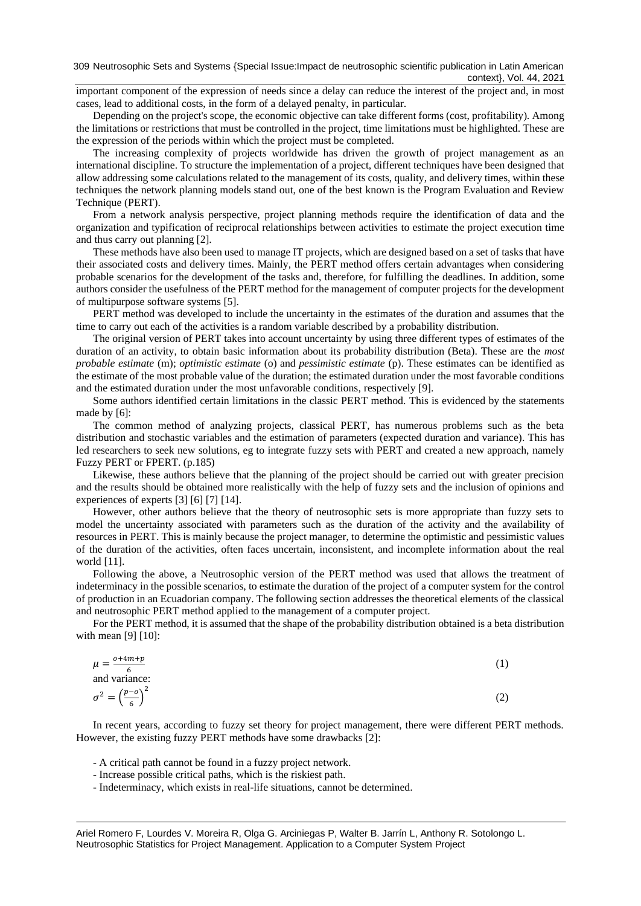important component of the expression of needs since a delay can reduce the interest of the project and, in most cases, lead to additional costs, in the form of a delayed penalty, in particular.

Depending on the project's scope, the economic objective can take different forms (cost, profitability). Among the limitations or restrictions that must be controlled in the project, time limitations must be highlighted. These are the expression of the periods within which the project must be completed.

The increasing complexity of projects worldwide has driven the growth of project management as an international discipline. To structure the implementation of a project, different techniques have been designed that allow addressing some calculations related to the management of its costs, quality, and delivery times, within these techniques the network planning models stand out, one of the best known is the Program Evaluation and Review Technique (PERT).

From a network analysis perspective, project planning methods require the identification of data and the organization and typification of reciprocal relationships between activities to estimate the project execution time and thus carry out planning [2].

These methods have also been used to manage IT projects, which are designed based on a set of tasks that have their associated costs and delivery times. Mainly, the PERT method offers certain advantages when considering probable scenarios for the development of the tasks and, therefore, for fulfilling the deadlines. In addition, some authors consider the usefulness of the PERT method for the management of computer projects for the development of multipurpose software systems [5].

PERT method was developed to include the uncertainty in the estimates of the duration and assumes that the time to carry out each of the activities is a random variable described by a probability distribution.

The original version of PERT takes into account uncertainty by using three different types of estimates of the duration of an activity, to obtain basic information about its probability distribution (Beta). These are the *most probable estimate* (m); *optimistic estimate* (o) and *pessimistic estimate* (p). These estimates can be identified as the estimate of the most probable value of the duration; the estimated duration under the most favorable conditions and the estimated duration under the most unfavorable conditions, respectively [9].

Some authors identified certain limitations in the classic PERT method. This is evidenced by the statements made by [6]:

The common method of analyzing projects, classical PERT, has numerous problems such as the beta distribution and stochastic variables and the estimation of parameters (expected duration and variance). This has led researchers to seek new solutions, eg to integrate fuzzy sets with PERT and created a new approach, namely Fuzzy PERT or FPERT. (p.185)

Likewise, these authors believe that the planning of the project should be carried out with greater precision and the results should be obtained more realistically with the help of fuzzy sets and the inclusion of opinions and experiences of experts [3] [6] [7] [14].

However, other authors believe that the theory of neutrosophic sets is more appropriate than fuzzy sets to model the uncertainty associated with parameters such as the duration of the activity and the availability of resources in PERT. This is mainly because the project manager, to determine the optimistic and pessimistic values of the duration of the activities, often faces uncertain, inconsistent, and incomplete information about the real world [11].

Following the above, a Neutrosophic version of the PERT method was used that allows the treatment of indeterminacy in the possible scenarios, to estimate the duration of the project of a computer system for the control of production in an Ecuadorian company. The following section addresses the theoretical elements of the classical and neutrosophic PERT method applied to the management of a computer project.

For the PERT method, it is assumed that the shape of the probability distribution obtained is a beta distribution with mean [9] [10]:

$$\mu = \frac{o+4m+p}{6} \tag{1}$$

and variance:

$$\sigma^2 = \left(\frac{p-o}{6}\right)^2 \tag{2}$$

In recent years, according to fuzzy set theory for project management, there were different PERT methods. However, the existing fuzzy PERT methods have some drawbacks [2]:

- A critical path cannot be found in a fuzzy project network.
- Increase possible critical paths, which is the riskiest path.
- Indeterminacy, which exists in real-life situations, cannot be determined.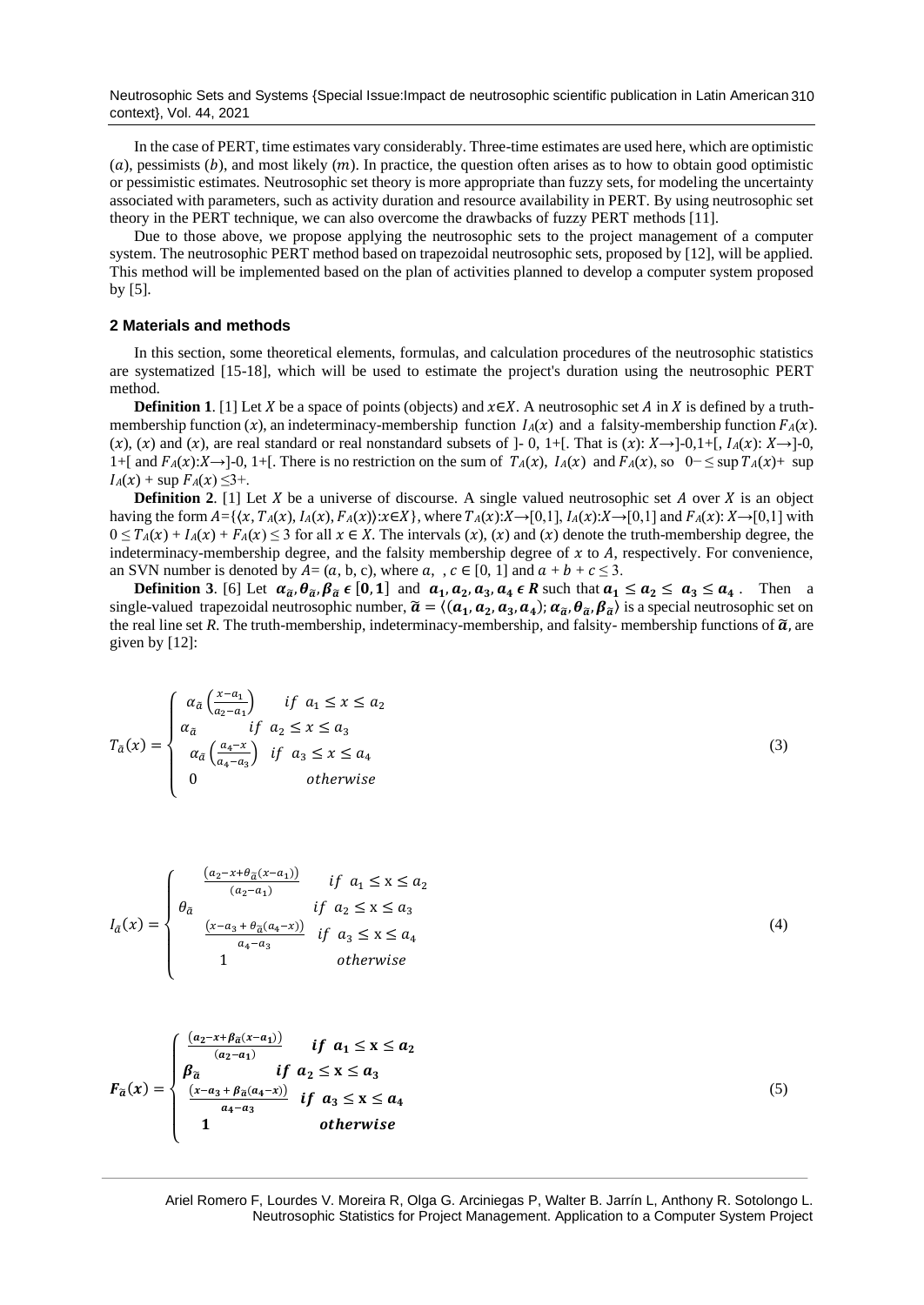In the case of PERT, time estimates vary considerably. Three-time estimates are used here, which are optimistic ($a$), pessimists ($b$), and most likely ($m$). In practice, the question often arises as to how to obtain good optimistic or pessimistic estimates. Neutrosophic set theory is more appropriate than fuzzy sets, for modeling the uncertainty associated with parameters, such as activity duration and resource availability in PERT. By using neutrosophic set theory in the PERT technique, we can also overcome the drawbacks of fuzzy PERT methods [11].

Due to those above, we propose applying the neutrosophic sets to the project management of a computer system. The neutrosophic PERT method based on trapezoidal neutrosophic sets, proposed by [12], will be applied. This method will be implemented based on the plan of activities planned to develop a computer system proposed by [5].

## 2 Materials and methods

In this section, some theoretical elements, formulas, and calculation procedures of the neutrosophic statistics are systematized [15-18], which will be used to estimate the project's duration using the neutrosophic PERT method.

**Definition 1**. [1] Let $X$ be a space of points (objects) and $x \in X$. A neutrosophic set $A$ in $X$ is defined by a truth-membership function $(x)$, an indeterminacy-membership function $I_A(x)$ and a falsity-membership function $F_A(x)$. $(x)$, $(x)$ and $(x)$, are real standard or real nonstandard subsets of ]- 0, 1+[. That is $(x)$: $X \rightarrow ]-0,1+[$, $I_A(x)$: $X \rightarrow ]-0, 1+[$ and $F_A(x)$:$X \rightarrow ]-0, 1+[$. There is no restriction on the sum of $T_A(x)$, $I_A(x)$ and $F_A(x)$, so $0- \leq \sup T_A(x) + \sup I_A(x) + \sup F_A(x) \leq 3+$.

**Definition 2**. [1] Let $X$ be a universe of discourse. A single valued neutrosophic set $A$ over $X$ is an object having the form $A=\{\langle x, T_A(x), I_A(x), F_A(x)\rangle : x \in X\}$, where $T_A(x)$:$X \rightarrow [0,1]$, $I_A(x)$:$X \rightarrow [0,1]$ and $F_A(x)$: $X \rightarrow [0,1]$ with $0 \leq T_A(x) + I_A(x) + F_A(x) \leq 3$ for all $x \in X$. The intervals $(x)$, $(x)$ and $(x)$ denote the truth-membership degree, the indeterminacy-membership degree, and the falsity membership degree of $x$ to $A$, respectively. For convenience, an SVN number is denoted by $A = (a, \text{b}, \text{c})$, where $a$, , $c \in [0, 1]$ and $a + b + c \leq 3$.

**Definition 3**. [6] Let $\boldsymbol{\alpha_{\tilde{a}}, \theta_{\tilde{a}}, \beta_{\tilde{a}} \in [0,1]}$ and $\boldsymbol{a_1, a_2, a_3, a_4 \in R}$ such that $\boldsymbol{a_1 \leq a_2 \leq a_3 \leq a_4}$. Then a single-valued trapezoidal neutrosophic number, $\boldsymbol{\tilde{a} = \langle (a_1, a_2, a_3, a_4); \alpha_{\tilde{a}}, \theta_{\tilde{a}}, \beta_{\tilde{a}} \rangle}$ is a special neutrosophic set on the real line set $R$. The truth-membership, indeterminacy-membership, and falsity- membership functions of $\tilde{\boldsymbol{a}}$, are given by [12]:

$$T_{\tilde{a}}(x) = \begin{cases} \alpha_{\tilde{a}}\left(\frac{x-a_1}{a_2-a_1}\right) & if \;\; a_1 \leq x \leq a_2 \\ \alpha_{\tilde{a}} & if \;\; a_2 \leq x \leq a_3 \\ \alpha_{\tilde{a}}\left(\frac{a_4-x}{a_4-a_3}\right) & if \;\; a_3 \leq x \leq a_4 \\ 0 & otherwise \end{cases} \tag{3}$$

$$I_{\tilde{a}}(x) = \begin{cases} \frac{(a_2-x+\theta_{\tilde{a}}(x-a_1))}{(a_2-a_1)} & if \;\; a_1 \leq \text{x} \leq a_2 \\ \theta_{\tilde{a}} & if \;\; a_2 \leq \text{x} \leq a_3 \\ \frac{(x-a_3+\theta_{\tilde{a}}(a_4-x))}{a_4-a_3} & if \;\; a_3 \leq \text{x} \leq a_4 \\ 1 & otherwise \end{cases} \tag{4}$$

$$\boldsymbol{F_{\tilde{a}}(x)} = \begin{cases} \frac{(a_2-x+\beta_{\tilde{a}}(x-a_1))}{(a_2-a_1)} & \boldsymbol{if \;\; a_1 \leq x \leq a_2} \\ \boldsymbol{\beta_{\tilde{a}}} & \boldsymbol{if \;\; a_2 \leq x \leq a_3} \\ \frac{(x-a_3+\beta_{\tilde{a}}(a_4-x))}{a_4-a_3} & \boldsymbol{if \;\; a_3 \leq x \leq a_4} \\ \boldsymbol{1} & \boldsymbol{otherwise} \end{cases} \tag{5}$$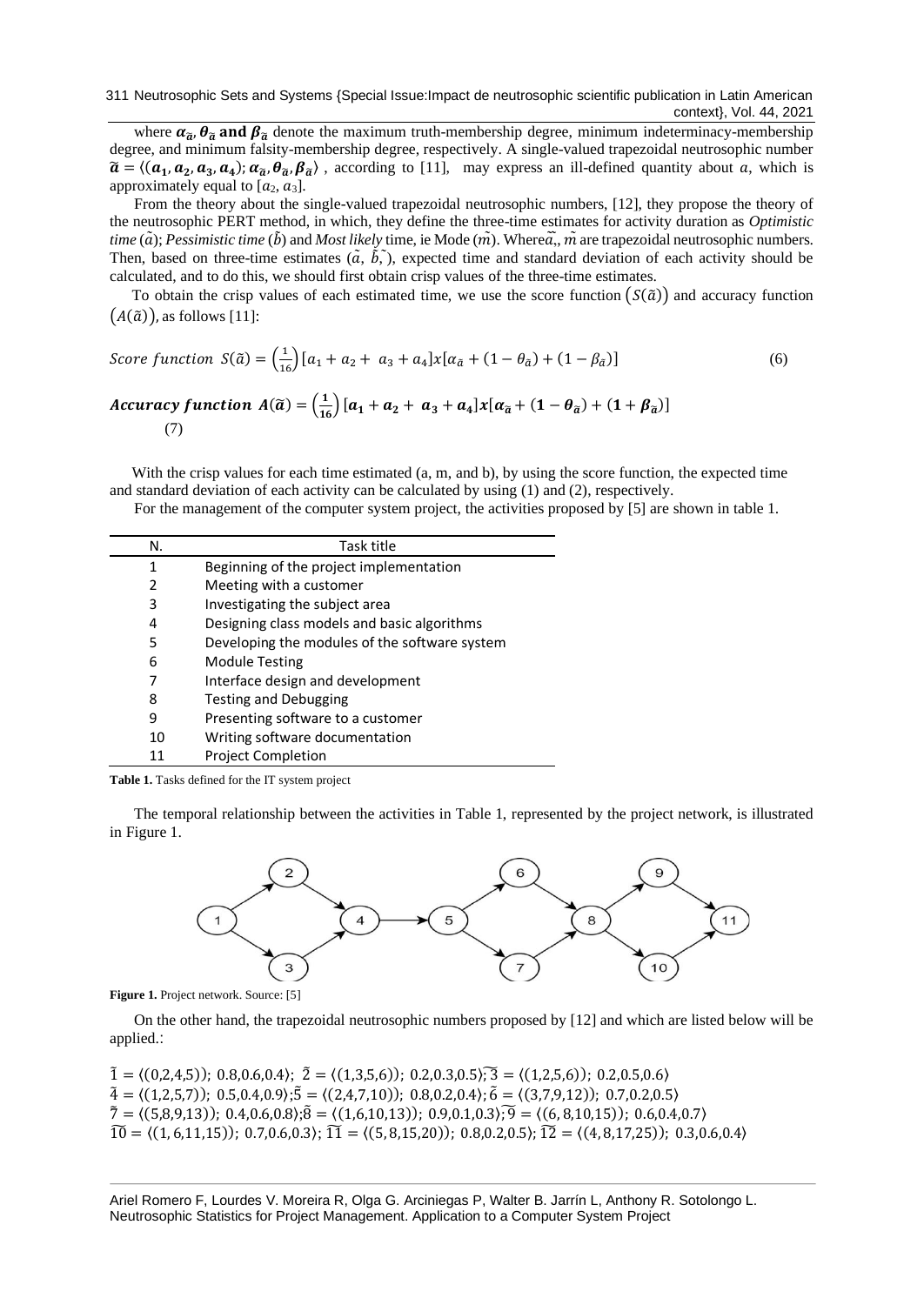where $\alpha_{\tilde{a}}, \theta_{\tilde{a}}$ **and** $\beta_{\tilde{a}}$ denote the maximum truth-membership degree, minimum indeterminacy-membership degree, and minimum falsity-membership degree, respectively. A single-valued trapezoidal neutrosophic number $\tilde{a} = \langle(a_1, a_2, a_3, a_4); \alpha_{\tilde{a}}, \theta_{\tilde{a}}, \beta_{\tilde{a}}\rangle$, according to [11], may express an ill-defined quantity about $a$, which is approximately equal to $[a_2, a_3]$.

From the theory about the single-valued trapezoidal neutrosophic numbers, [12], they propose the theory of the neutrosophic PERT method, in which, they define the three-time estimates for activity duration as *Optimistic time* ($\tilde{a}$); *Pessimistic time* ($\tilde{b}$) and *Most likely* time, ie Mode ($\tilde{m}$). Where$\tilde{a}$,, $\tilde{m}$ are trapezoidal neutrosophic numbers. Then, based on three-time estimates ($\tilde{a}$, $\tilde{b}$,$\tilde{}$), expected time and standard deviation of each activity should be calculated, and to do this, we should first obtain crisp values of the three-time estimates.

To obtain the crisp values of each estimated time, we use the score function $(S(\tilde{a}))$ and accuracy function $(A(\tilde{a}))$, as follows [11]:

$$\text{Score function } S(\tilde{a}) = \left(\frac{1}{16}\right)[a_1 + a_2 + a_3 + a_4]x[\alpha_{\tilde{a}} + (1 - \theta_{\tilde{a}}) + (1 - \beta_{\tilde{a}})] \tag{6}$$

$$\textbf{Accuracy function } A(\tilde{a}) = \left(\frac{1}{16}\right)[a_1 + a_2 + a_3 + a_4]x[\alpha_{\tilde{a}} + (1 - \theta_{\tilde{a}}) + (1 + \beta_{\tilde{a}})] \tag{7}$$

With the crisp values for each time estimated (a, m, and b), by using the score function, the expected time and standard deviation of each activity can be calculated by using (1) and (2), respectively.

For the management of the computer system project, the activities proposed by [5] are shown in table 1.

| N. | Task title |
|---|---|
| 1 | Beginning of the project implementation |
| 2 | Meeting with a customer |
| 3 | Investigating the subject area |
| 4 | Designing class models and basic algorithms |
| 5 | Developing the modules of the software system |
| 6 | Module Testing |
| 7 | Interface design and development |
| 8 | Testing and Debugging |
| 9 | Presenting software to a customer |
| 10 | Writing software documentation |
| 11 | Project Completion |

**Table 1.** Tasks defined for the IT system project

The temporal relationship between the activities in Table 1, represented by the project network, is illustrated in Figure 1.

**Figure 1.** Project network. Source: [5]

On the other hand, the trapezoidal neutrosophic numbers proposed by [12] and which are listed below will be applied.:

$\tilde{1} = \langle(0,2,4,5)); 0.8,0.6,0.4\rangle$; $\tilde{2} = \langle(1,3,5,6)); 0.2,0.3,0.5\rangle$; $\tilde{3} = \langle(1,2,5,6)); 0.2,0.5,0.6\rangle$
$\tilde{4} = \langle(1,2,5,7)); 0.5,0.4,0.9\rangle$; $\tilde{5} = \langle(2,4,7,10)); 0.8,0.2,0.4\rangle$; $\tilde{6} = \langle(3,7,9,12)); 0.7,0.2,0.5\rangle$
$\tilde{7} = \langle(5,8,9,13)); 0.4,0.6,0.8\rangle$; $\tilde{8} = \langle(1,6,10,13)); 0.9,0.1,0.3\rangle$; $\tilde{9} = \langle(6,8,10,15)); 0.6,0.4,0.7\rangle$
$\widetilde{10} = \langle(1,6,11,15)); 0.7,0.6,0.3\rangle$; $\widetilde{11} = \langle(5,8,15,20)); 0.8,0.2,0.5\rangle$; $\widetilde{12} = \langle(4,8,17,25)); 0.3,0.6,0.4\rangle$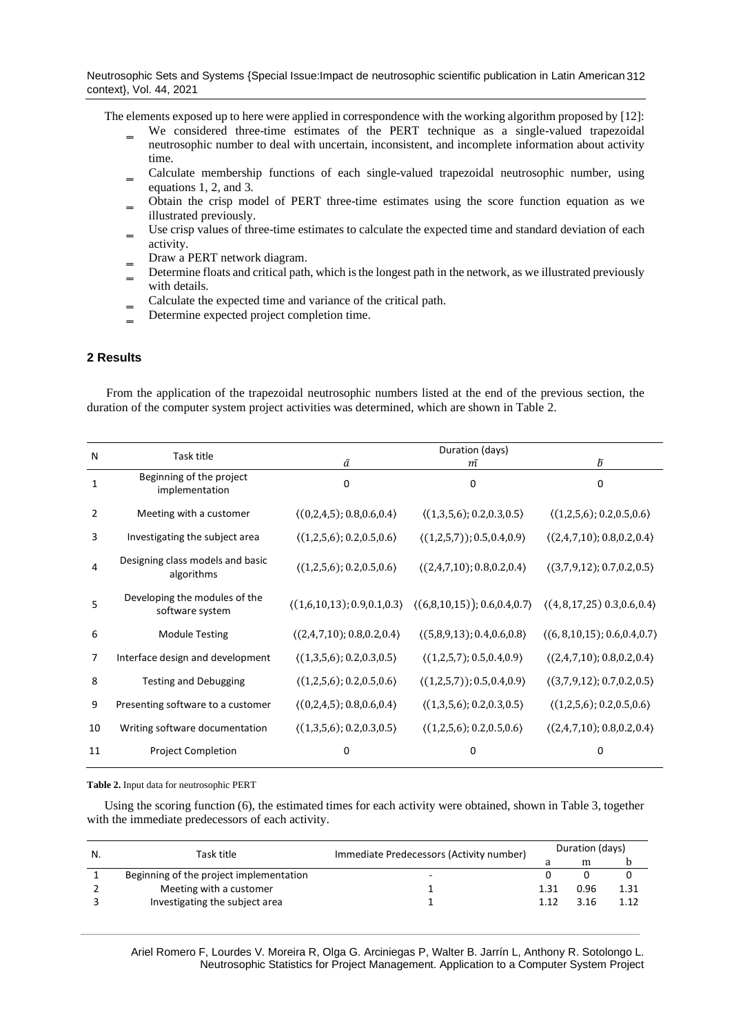The elements exposed up to here were applied in correspondence with the working algorithm proposed by [12]:

- We considered three-time estimates of the PERT technique as a single-valued trapezoidal neutrosophic number to deal with uncertain, inconsistent, and incomplete information about activity time.
- Calculate membership functions of each single-valued trapezoidal neutrosophic number, using equations 1, 2, and 3.
- Obtain the crisp model of PERT three-time estimates using the score function equation as we illustrated previously.
- Use crisp values of three-time estimates to calculate the expected time and standard deviation of each activity.
- Draw a PERT network diagram.
- Determine floats and critical path, which is the longest path in the network, as we illustrated previously with details.
- Calculate the expected time and variance of the critical path.
- Determine expected project completion time.

## 2 Results

From the application of the trapezoidal neutrosophic numbers listed at the end of the previous section, the duration of the computer system project activities was determined, which are shown in Table 2.

| N | Task title | Duration (days) | | |
|---|---|---|---|---|
| | | $\tilde{a}$ | $\tilde{m}$ | $\tilde{b}$ |
| 1 | Beginning of the project implementation | 0 | 0 | 0 |
| 2 | Meeting with a customer | $\langle(0,2,4,5); 0.8,0.6,0.4\rangle$ | $\langle(1,3,5,6); 0.2,0.3,0.5\rangle$ | $\langle(1,2,5,6); 0.2,0.5,0.6\rangle$ |
| 3 | Investigating the subject area | $\langle(1,2,5,6); 0.2,0.5,0.6\rangle$ | $\langle(1,2,5,7)); 0.5,0.4,0.9\rangle$ | $\langle(2,4,7,10); 0.8,0.2,0.4\rangle$ |
| 4 | Designing class models and basic algorithms | $\langle(1,2,5,6); 0.2,0.5,0.6\rangle$ | $\langle(2,4,7,10); 0.8,0.2,0.4\rangle$ | $\langle(3,7,9,12); 0.7,0.2,0.5\rangle$ |
| 5 | Developing the modules of the software system | $\langle(1,6,10,13); 0.9,0.1,0.3\rangle$ | $\langle(6,8,10,15)); 0.6,0.4,0.7\rangle$ | $\langle(4,8,17,25)\ 0.3,0.6,0.4\rangle$ |
| 6 | Module Testing | $\langle(2,4,7,10); 0.8,0.2,0.4\rangle$ | $\langle(5,8,9,13); 0.4,0.6,0.8\rangle$ | $\langle(6,8,10,15); 0.6,0.4,0.7\rangle$ |
| 7 | Interface design and development | $\langle(1,3,5,6); 0.2,0.3,0.5\rangle$ | $\langle(1,2,5,7); 0.5,0.4,0.9\rangle$ | $\langle(2,4,7,10); 0.8,0.2,0.4\rangle$ |
| 8 | Testing and Debugging | $\langle(1,2,5,6); 0.2,0.5,0.6\rangle$ | $\langle(1,2,5,7)); 0.5,0.4,0.9\rangle$ | $\langle(3,7,9,12); 0.7,0.2,0.5\rangle$ |
| 9 | Presenting software to a customer | $\langle(0,2,4,5); 0.8,0.6,0.4\rangle$ | $\langle(1,3,5,6); 0.2,0.3,0.5\rangle$ | $\langle(1,2,5,6); 0.2,0.5,0.6\rangle$ |
| 10 | Writing software documentation | $\langle(1,3,5,6); 0.2,0.3,0.5\rangle$ | $\langle(1,2,5,6); 0.2,0.5,0.6\rangle$ | $\langle(2,4,7,10); 0.8,0.2,0.4\rangle$ |
| 11 | Project Completion | 0 | 0 | 0 |

**Table 2.** Input data for neutrosophic PERT

Using the scoring function (6), the estimated times for each activity were obtained, shown in Table 3, together with the immediate predecessors of each activity.

| N. | Task title | Immediate Predecessors (Activity number) | Duration (days) | | |
|---|---|---|---|---|---|
| | | | a | m | b |
| 1 | Beginning of the project implementation | - | 0 | 0 | 0 |
| 2 | Meeting with a customer | 1 | 1.31 | 0.96 | 1.31 |
| 3 | Investigating the subject area | 1 | 1.12 | 3.16 | 1.12 |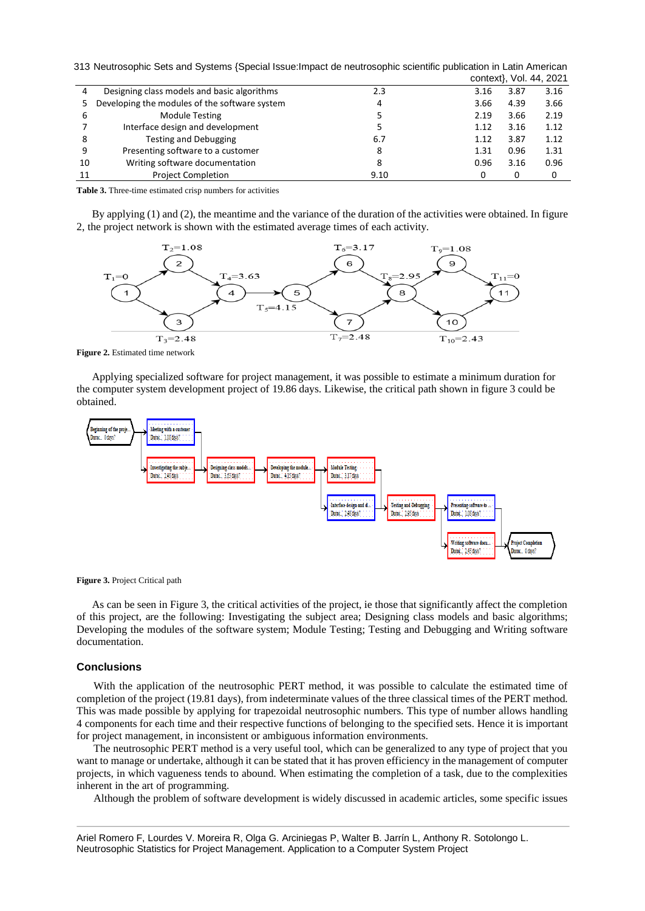| 4 | Designing class models and basic algorithms | 2.3 | 3.16 | 3.87 | 3.16 |
|---|---|---|---|---|---|
| 5 | Developing the modules of the software system | 4 | 3.66 | 4.39 | 3.66 |
| 6 | Module Testing | 5 | 2.19 | 3.66 | 2.19 |
| 7 | Interface design and development | 5 | 1.12 | 3.16 | 1.12 |
| 8 | Testing and Debugging | 6.7 | 1.12 | 3.87 | 1.12 |
| 9 | Presenting software to a customer | 8 | 1.31 | 0.96 | 1.31 |
| 10 | Writing software documentation | 8 | 0.96 | 3.16 | 0.96 |
| 11 | Project Completion | 9.10 | 0 | 0 | 0 |

**Table 3.** Three-time estimated crisp numbers for activities

By applying (1) and (2), the meantime and the variance of the duration of the activities were obtained. In figure 2, the project network is shown with the estimated average times of each activity.

**Figure 2.** Estimated time network

Applying specialized software for project management, it was possible to estimate a minimum duration for the computer system development project of 19.86 days. Likewise, the critical path shown in figure 3 could be obtained.

**Figure 3.** Project Critical path

As can be seen in Figure 3, the critical activities of the project, ie those that significantly affect the completion of this project, are the following: Investigating the subject area; Designing class models and basic algorithms; Developing the modules of the software system; Module Testing; Testing and Debugging and Writing software documentation.

## Conclusions

With the application of the neutrosophic PERT method, it was possible to calculate the estimated time of completion of the project (19.81 days), from indeterminate values of the three classical times of the PERT method. This was made possible by applying for trapezoidal neutrosophic numbers. This type of number allows handling 4 components for each time and their respective functions of belonging to the specified sets. Hence it is important for project management, in inconsistent or ambiguous information environments.

The neutrosophic PERT method is a very useful tool, which can be generalized to any type of project that you want to manage or undertake, although it can be stated that it has proven efficiency in the management of computer projects, in which vagueness tends to abound. When estimating the completion of a task, due to the complexities inherent in the art of programming.

Although the problem of software development is widely discussed in academic articles, some specific issues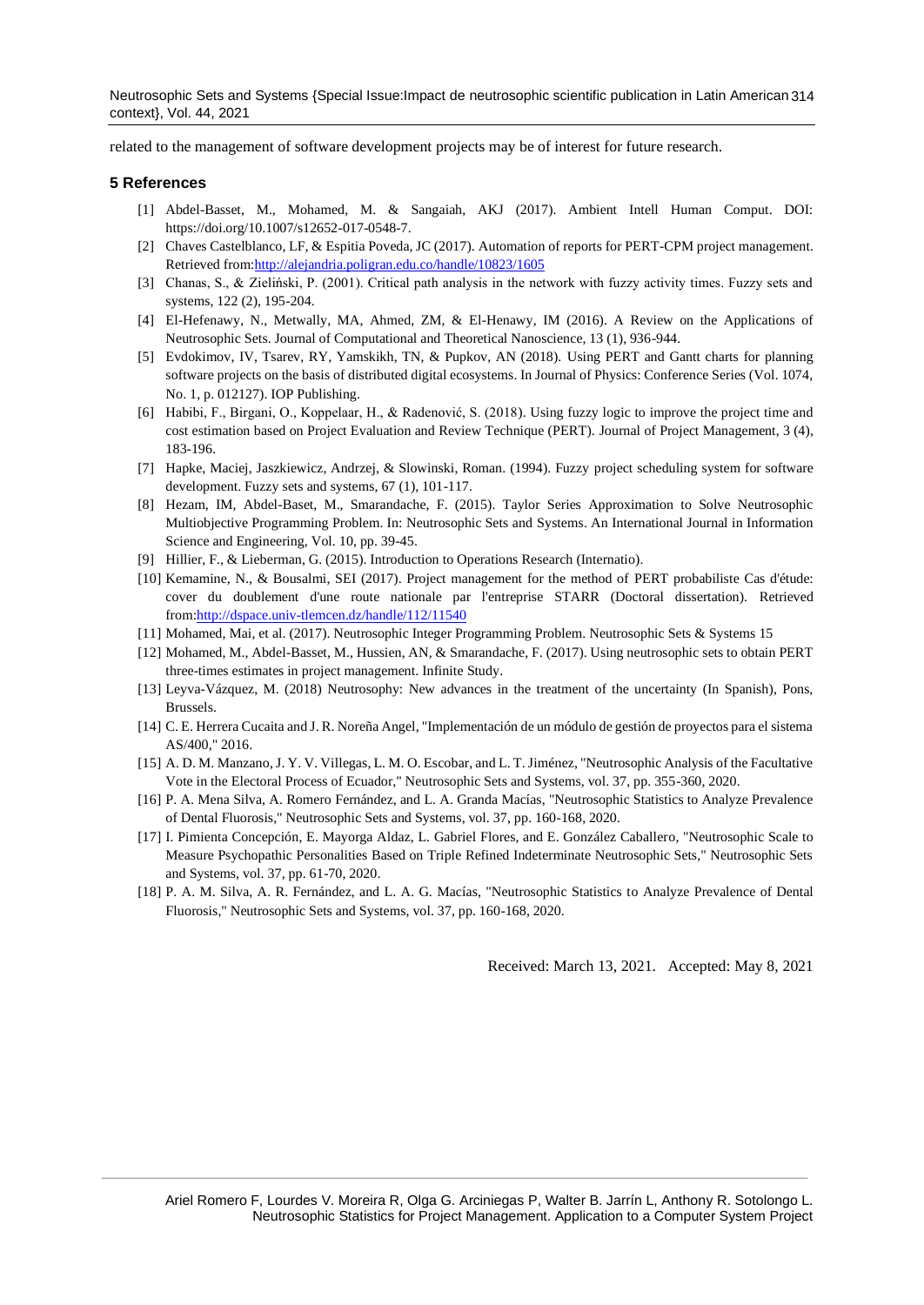related to the management of software development projects may be of interest for future research.

## 5 References

[1] Abdel-Basset, M., Mohamed, M. & Sangaiah, AKJ (2017). Ambient Intell Human Comput. DOI: https://doi.org/10.1007/s12652-017-0548-7.

[2] Chaves Castelblanco, LF, & Espitia Poveda, JC (2017). Automation of reports for PERT-CPM project management. Retrieved from:http://alejandria.poligran.edu.co/handle/10823/1605

[3] Chanas, S., & Zieliński, P. (2001). Critical path analysis in the network with fuzzy activity times. Fuzzy sets and systems, 122 (2), 195-204.

[4] El-Hefenawy, N., Metwally, MA, Ahmed, ZM, & El-Henawy, IM (2016). A Review on the Applications of Neutrosophic Sets. Journal of Computational and Theoretical Nanoscience, 13 (1), 936-944.

[5] Evdokimov, IV, Tsarev, RY, Yamskikh, TN, & Pupkov, AN (2018). Using PERT and Gantt charts for planning software projects on the basis of distributed digital ecosystems. In Journal of Physics: Conference Series (Vol. 1074, No. 1, p. 012127). IOP Publishing.

[6] Habibi, F., Birgani, O., Koppelaar, H., & Radenović, S. (2018). Using fuzzy logic to improve the project time and cost estimation based on Project Evaluation and Review Technique (PERT). Journal of Project Management, 3 (4), 183-196.

[7] Hapke, Maciej, Jaszkiewicz, Andrzej, & Slowinski, Roman. (1994). Fuzzy project scheduling system for software development. Fuzzy sets and systems, 67 (1), 101-117.

[8] Hezam, IM, Abdel-Baset, M., Smarandache, F. (2015). Taylor Series Approximation to Solve Neutrosophic Multiobjective Programming Problem. In: Neutrosophic Sets and Systems. An International Journal in Information Science and Engineering, Vol. 10, pp. 39-45.

[9] Hillier, F., & Lieberman, G. (2015). Introduction to Operations Research (Internatio).

[10] Kemamine, N., & Bousalmi, SEI (2017). Project management for the method of PERT probabiliste Cas d'étude: cover du doublement d'une route nationale par l'entreprise STARR (Doctoral dissertation). Retrieved from:http://dspace.univ-tlemcen.dz/handle/112/11540

[11] Mohamed, Mai, et al. (2017). Neutrosophic Integer Programming Problem. Neutrosophic Sets & Systems 15

[12] Mohamed, M., Abdel-Basset, M., Hussien, AN, & Smarandache, F. (2017). Using neutrosophic sets to obtain PERT three-times estimates in project management. Infinite Study.

[13] Leyva-Vázquez, M. (2018) Neutrosophy: New advances in the treatment of the uncertainty (In Spanish), Pons, Brussels.

[14] C. E. Herrera Cucaita and J. R. Noreña Angel, "Implementación de un módulo de gestión de proyectos para el sistema AS/400," 2016.

[15] A. D. M. Manzano, J. Y. V. Villegas, L. M. O. Escobar, and L. T. Jiménez, "Neutrosophic Analysis of the Facultative Vote in the Electoral Process of Ecuador," Neutrosophic Sets and Systems, vol. 37, pp. 355-360, 2020.

[16] P. A. Mena Silva, A. Romero Fernández, and L. A. Granda Macías, "Neutrosophic Statistics to Analyze Prevalence of Dental Fluorosis," Neutrosophic Sets and Systems, vol. 37, pp. 160-168, 2020.

[17] I. Pimienta Concepción, E. Mayorga Aldaz, L. Gabriel Flores, and E. González Caballero, "Neutrosophic Scale to Measure Psychopathic Personalities Based on Triple Refined Indeterminate Neutrosophic Sets," Neutrosophic Sets and Systems, vol. 37, pp. 61-70, 2020.

[18] P. A. M. Silva, A. R. Fernández, and L. A. G. Macías, "Neutrosophic Statistics to Analyze Prevalence of Dental Fluorosis," Neutrosophic Sets and Systems, vol. 37, pp. 160-168, 2020.

Received: March 13, 2021. Accepted: May 8, 2021